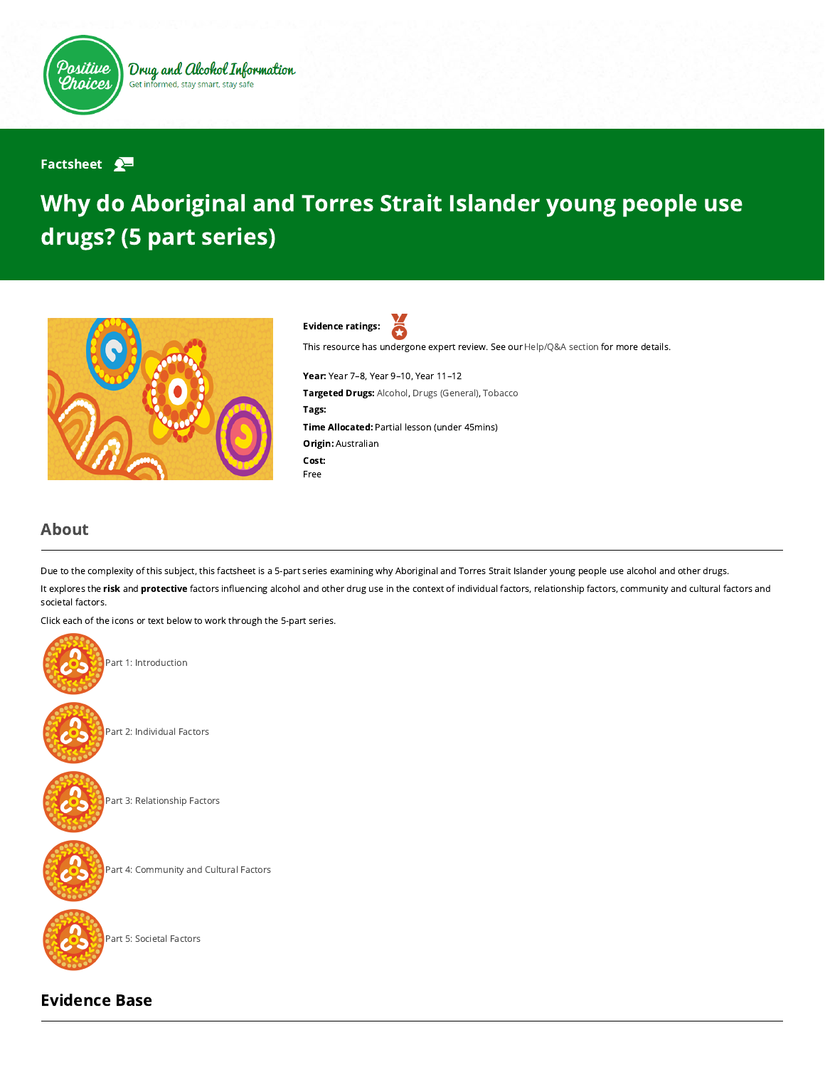Positive Choices

Drug and Alcohol Information

Get informed, stay smart, stay safe

Factsheet

# Why do Aboriginal and Torres Strait Islander young people use drugs? (5 part series)

**Evidence ratings:**

This resource has undergone expert review. See our Help/Q&A section for more details.

**Year:** Year 7–8, Year 9–10, Year 11–12

**Targeted Drugs:** Alcohol, Drugs (General), Tobacco

**Tags:**

**Time Allocated:** Partial lesson (under 45mins)

**Origin:** Australian

**Cost:**

Free

## About

Due to the complexity of this subject, this factsheet is a 5-part series examining why Aboriginal and Torres Strait Islander young people use alcohol and other drugs.

It explores the **risk** and **protective** factors influencing alcohol and other drug use in the context of individual factors, relationship factors, community and cultural factors and societal factors.

Click each of the icons or text below to work through the 5-part series.

Part 1: Introduction

Part 2: Individual Factors

Part 3: Relationship Factors

Part 4: Community and Cultural Factors

Part 5: Societal Factors

## Evidence Base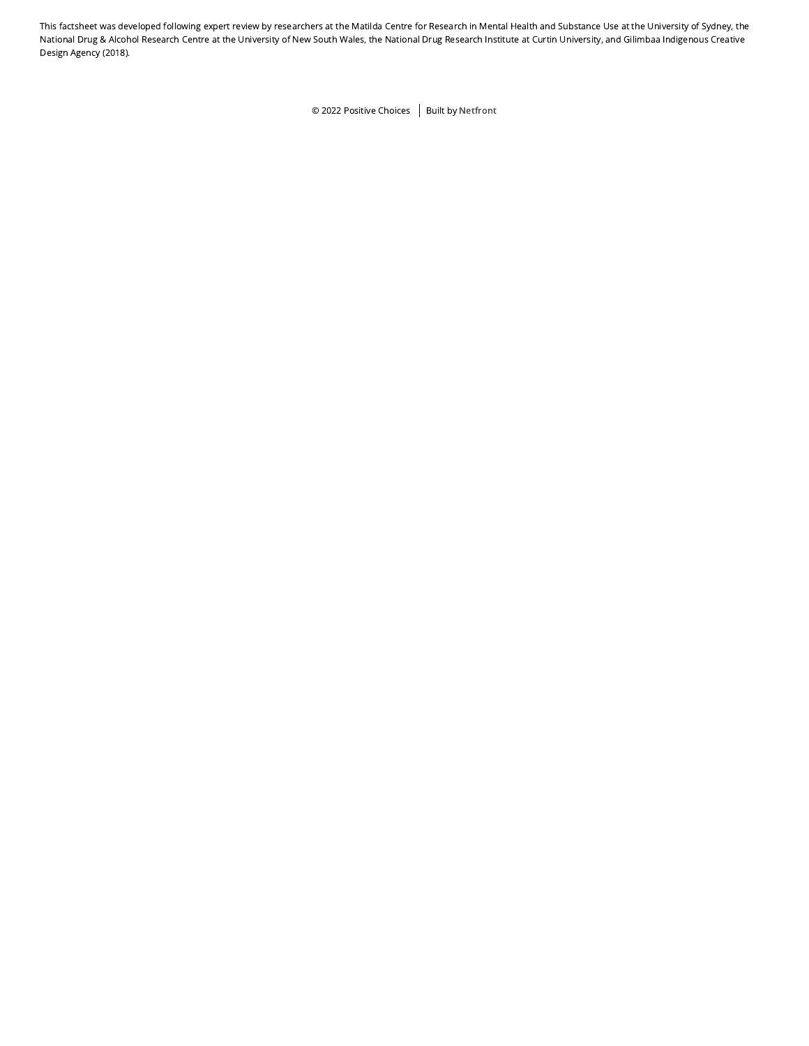This factsheet was developed following expert review by researchers at the Matilda Centre for Research in Mental Health and Substance Use at the University of Sydney, the National Drug & Alcohol Research Centre at the University of New South Wales, the National Drug Research Institute at Curtin University, and Gilimbaa Indigenous Creative Design Agency (2018).

© 2022 Positive Choices | Built by **Netfront**